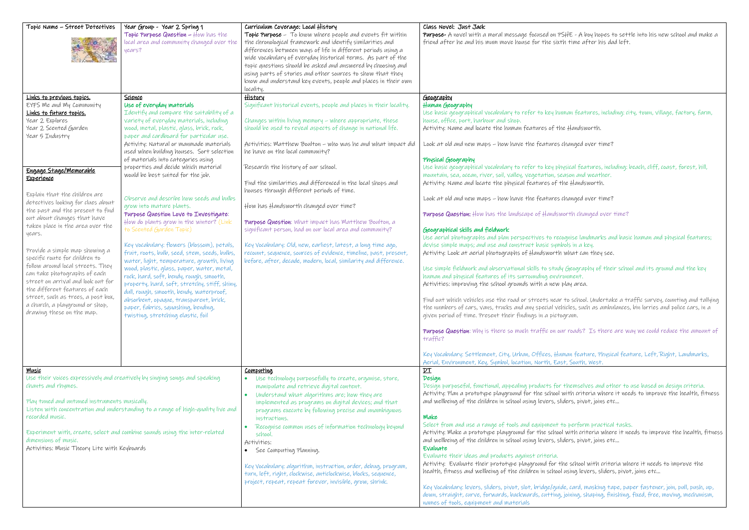| Topic Name – Street Detectives | Year Group - Year 2 Spring 1<br>Topic Purpose Question – How has the local area and community changed over the years? | Curriculum Coverage: Local History<br>Topic Purpose – To know where people and events fit within the chronological framework and identify similarities and differences between ways of life in different periods using a wide vocabulary of everyday historical terms. As part of the topic questions should be asked and answered by choosing and using parts of stories and other sources to show that they know and understand key events, people and places in their own locality. | Class Novel: Just Jack<br>Purpose- A novel with a moral message focused on PSHE - A boy hopes to settle into his new school and make a friend after he and his mum move house for the sixth time after his dad left. |
|---|---|---|---|
| **Links to previous topics.**<br>EYFS Me and My Community<br>**Links to future topics.**<br>Year 2 Explores<br>Year 2 Scented Garden<br>Year 5 Industry<br><br>**Engage Stage/Memorable Experience**<br><br>Explain that the children are detectives looking for clues about the past and the present to find out about changes that have taken place in the area over the years.<br><br>Provide a simple map showing a specific route for children to follow around local streets. They can take photographs of each street on arrival and look out for the different features of each street, such as trees, a post box, a church, a playground or shop, drawing these on the map. | **Science**<br>**Use of everyday materials**<br>Identify and compare the suitability of a variety of everyday materials, including wood, metal, plastic, glass, brick, rock, paper and cardboard for particular use.<br>Activity: Natural or manmade materials used when building houses. Sort selection of materials into categories using properties and decide which material would be best suited for the job.<br><br>Observe and describe how seeds and bulbs grow into mature plants.<br>Purpose Question Love to Investigate: How do plants grow in the winter? (Link to Scented Garden Topic)<br><br>Key Vocabulary: flowers (blossom), petals, fruit, roots, bulb, seed, stem, seeds, bulbs, water, light, temperature, growth, living wood, plastic, glass, paper, water, metal, rock, hard, soft, bendy, rough, smooth, property, hard, soft, stretchy, stiff, shiny, dull, rough, smooth, bendy, waterproof, absorbent, opaque, transparent, brick, paper, fabrics, squashing, bending, twisting, stretching elastic, foil | **History**<br>Significant historical events, people and places in their locality.<br><br>Changes within living memory – where appropriate, these should be used to reveal aspects of change in national life.<br><br>Activities: Matthew Boulton – who was he and what impact did he have on the local community?<br><br>Research the history of our school.<br><br>Find the similarities and differenced in the local shops and houses through different periods of time.<br><br>How has Handsworth changed over time?<br><br>Purpose Question: What impact has Matthew Boulton, a significant person, had on our local area and community?<br><br>Key Vocabulary: Old, new, earliest, latest, a long time ago, recount, sequence, sources of evidence, timeline, past, present, before, after, decade, modern, local, similarity and difference. | **Geography**<br>**Human Geography**<br>Use basic geographical vocabulary to refer to key human features, including: city, town, village, factory, farm, house, office, port, harbour and shop.<br>Activity: Name and locate the human features of the Handsworth.<br><br>Look at old and new maps – how have the features changed over time?<br><br>**Physical Geography**<br>Use basic geographical vocabulary to refer to key physical features, including: beach, cliff, coast, forest, hill, mountain, sea, ocean, river, soil, valley, vegetation, season and weather.<br>Activity: Name and locate the physical features of the Handsworth.<br><br>Look at old and new maps – how have the features changed over time?<br><br>Purpose Question: How has the landscape of Handsworth changed over time?<br><br>**Geographical skills and fieldwork**<br>Use aerial photographs and plan perspectives to recognise landmarks and basic human and physical features; devise simple maps; and use and construct basic symbols in a key.<br>Activity: Look at aerial photographs of Handsworth what can they see.<br><br>Use simple fieldwork and observational skills to study Geography of their school and its ground and the key human and physical features of its surrounding environment.<br>Activities: improving the school grounds with a new play area.<br><br>Find out which vehicles use the road or streets near to school. Undertake a traffic survey, counting and tallying the numbers of cars, vans, trucks and any special vehicles, such as ambulances, bin lorries and police cars, in a given period of time. Present their findings in a pictogram.<br><br>Purpose Question: Why is there so much traffic on our roads? Is there are way we could reduce the amount of traffic?<br><br>Key Vocabulary: Settlement, City, Urban, Offices, Human feature, Physical feature, Left, Right, Landmarks, Aerial, Environment, Key, Symbol, location, North, East, South, West. |
| **Music**<br>Use their voices expressively and creatively by singing songs and speaking chants and rhymes.<br><br>Play tuned and untuned instruments musically.<br>Listen with concentration and understanding to a range of high-quality live and recorded music.<br><br>Experiment with, create, select and combine sounds using the inter-related dimensions of music.<br>Activities: Music Theory Lite with Keyboards | | **Computing**<br>• Use technology purposefully to create, organise, store, manipulate and retrieve digital content.<br>• Understand what algorithms are; how they are implemented as programs on digital devices; and that programs execute by following precise and unambiguous instructions.<br>• Recognise common uses of information technology beyond school.<br>Activities:<br>• See Computing Planning.<br><br>Key Vocabulary: algorithm, instruction, order, debug, program, turn, left, right, clockwise, anticlockwise, blocks, sequence, project, repeat, repeat forever, invisible, grow, shrink. | **DT**<br>**Design**<br>Design purposeful, functional, appealing products for themselves and other to use based on design criteria.<br>Activity: Plan a prototype playground for the school with criteria where it needs to improve the health, fitness and wellbeing of the children in school using levers, sliders, pivot, joins etc...<br><br>**Make**<br>Select from and use a range of tools and equipment to perform practical tasks.<br>Activity: Make a prototype playground for the school with criteria where it needs to improve the health, fitness and wellbeing of the children in school using levers, sliders, pivot, joins etc...<br>**Evaluate**<br>Evaluate their ideas and products against criteria.<br>Activity: Evaluate their prototype playground for the school with criteria where it needs to improve the health, fitness and wellbeing of the children in school using levers, sliders, pivot, joins etc...<br><br>Key Vocabulary: levers, sliders, pivot, slot, bridge/guide, card, masking tape, paper fastener, join, pull, push, up, down, straight, curve, forwards, backwards, cutting, joining, shaping, finishing, fixed, free, moving, mechanism, names of tools, equipment and materials |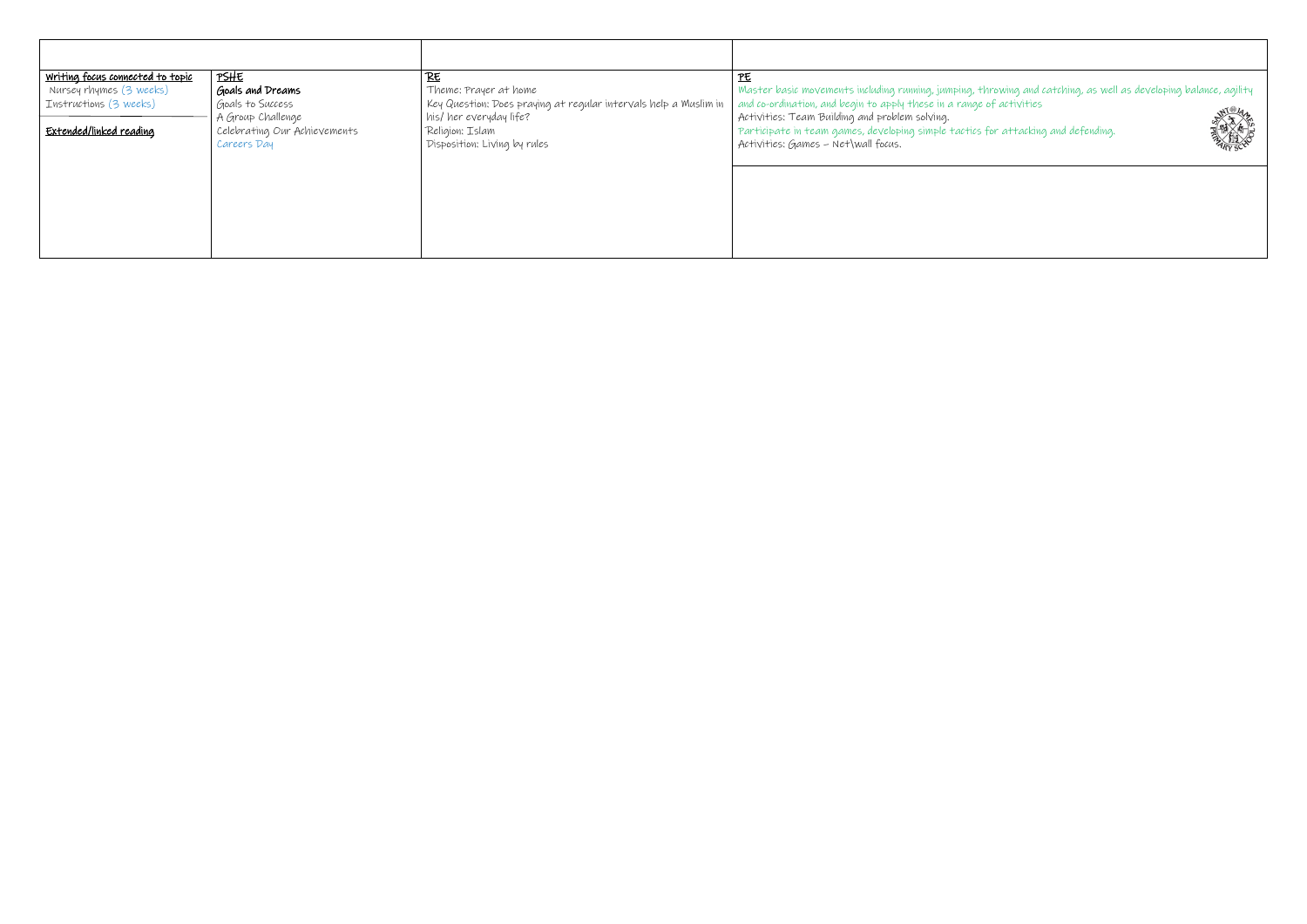| | | | |
|---|---|---|---|
| | | | |
| **Writing focus connected to topic**<br>Nursey rhymes (3 weeks)<br>Instructions (3 weeks)<br><br>**Extended/linked reading** | **PSHE**<br>**Goals and Dreams**<br>Goals to Success<br>A Group Challenge<br>Celebrating Our Achievements<br>Careers Day | **RE**<br>Theme: Prayer at home<br>Key Question: Does praying at regular intervals help a Muslim in his/ her everyday life?<br>Religion: Islam<br>Disposition: Living by rules | **PE**<br>Master basic movements including running, jumping, throwing and catching, as well as developing balance, agility and co-ordination, and begin to apply these in a range of activities<br>Activities: Team Building and problem solving.<br>Participate in team games, developing simple tactics for attacking and defending.<br>Activities: Games – Net\wall focus. |
| | | | |